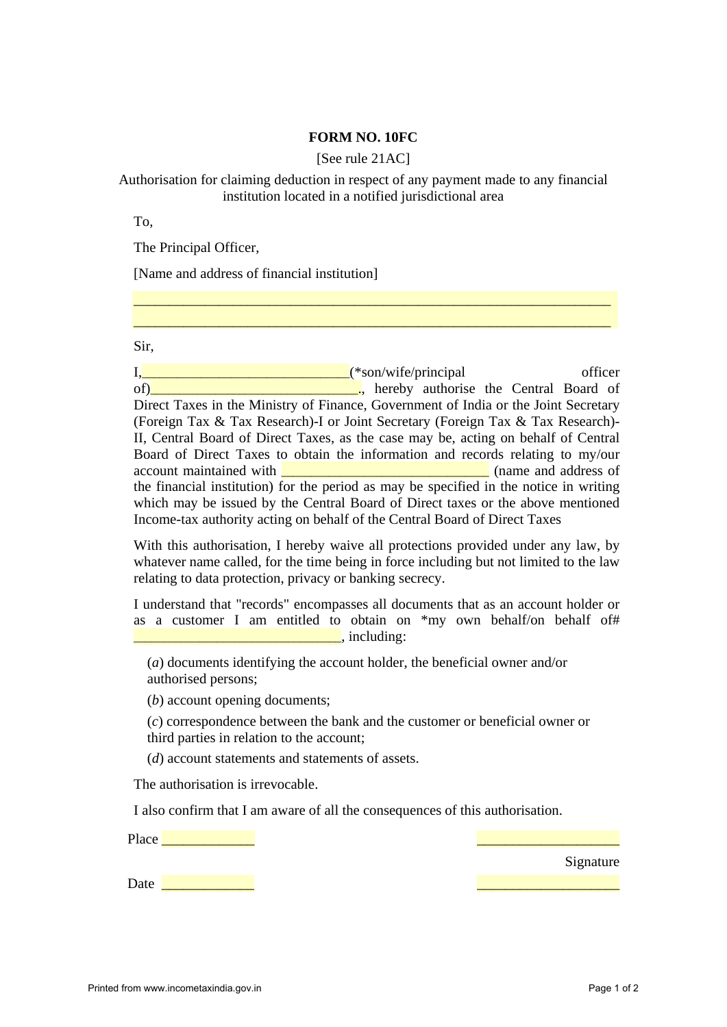**FORM NO. 10FC**

[See rule 21AC]

Authorisation for claiming deduction in respect of any payment made to any financial institution located in a notified jurisdictional area

To,

The Principal Officer,

[Name and address of financial institution]

______________________________________________________________________

______________________________________________________________________

Sir,

I,______________________________(*son/wife/principal officer of)______________________________., hereby authorise the Central Board of Direct Taxes in the Ministry of Finance, Government of India or the Joint Secretary (Foreign Tax & Tax Research)-I or Joint Secretary (Foreign Tax & Tax Research)-II, Central Board of Direct Taxes, as the case may be, acting on behalf of Central Board of Direct Taxes to obtain the information and records relating to my/our account maintained with ______________________________ (name and address of the financial institution) for the period as may be specified in the notice in writing which may be issued by the Central Board of Direct taxes or the above mentioned Income-tax authority acting on behalf of the Central Board of Direct Taxes

With this authorisation, I hereby waive all protections provided under any law, by whatever name called, for the time being in force including but not limited to the law relating to data protection, privacy or banking secrecy.

I understand that "records" encompasses all documents that as an account holder or as a customer I am entitled to obtain on *my own behalf/on behalf of# ______________________________, including:

(*a*) documents identifying the account holder, the beneficial owner and/or authorised persons;

(*b*) account opening documents;

(*c*) correspondence between the bank and the customer or beneficial owner or third parties in relation to the account;

(*d*) account statements and statements of assets.

The authorisation is irrevocable.

I also confirm that I am aware of all the consequences of this authorisation.

Place _____________ ____________________

Signature

Date _____________ ____________________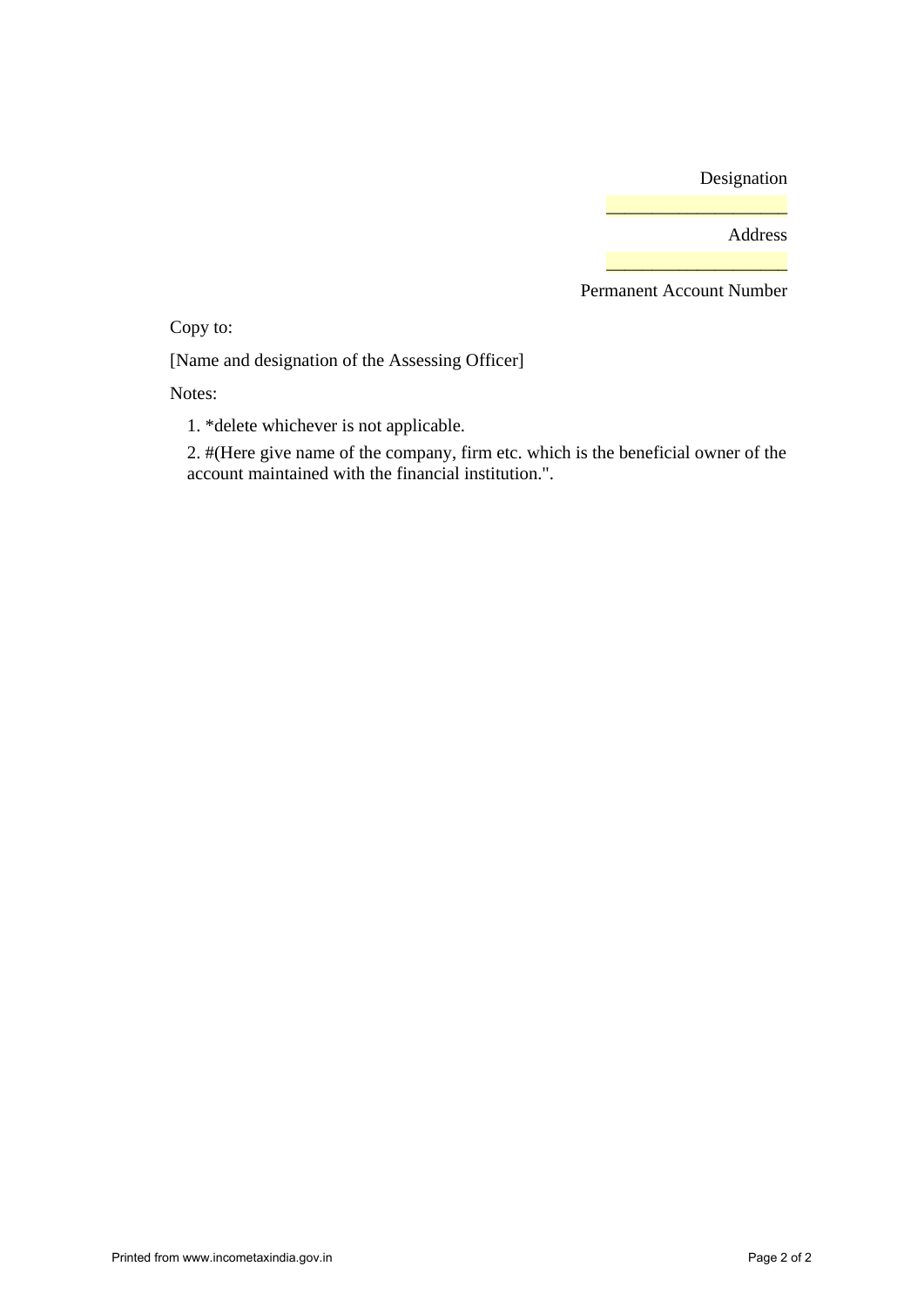Designation

___________________

Address

___________________

Permanent Account Number

Copy to:

[Name and designation of the Assessing Officer]

Notes:

1. *delete whichever is not applicable.
2. #(Here give name of the company, firm etc. which is the beneficial owner of the account maintained with the financial institution.".